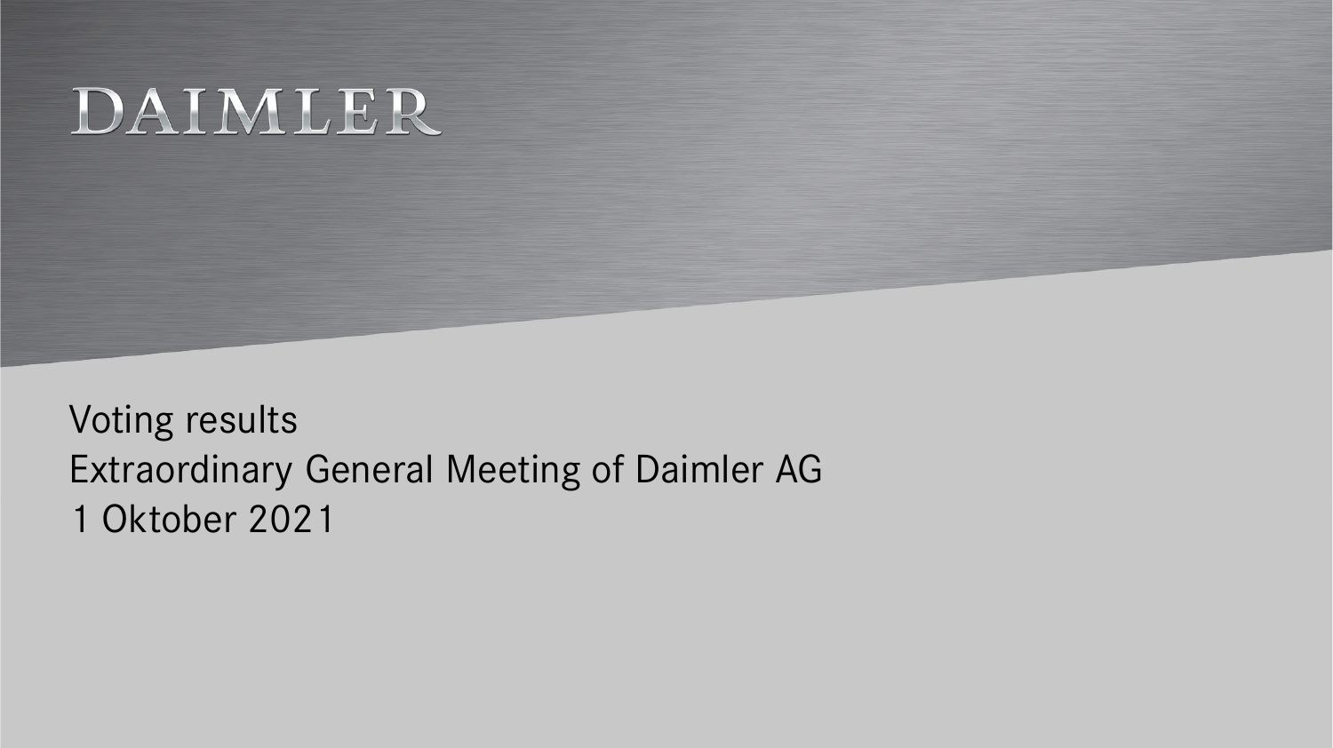# DAIMLER

Voting results
Extraordinary General Meeting of Daimler AG
1 Oktober 2021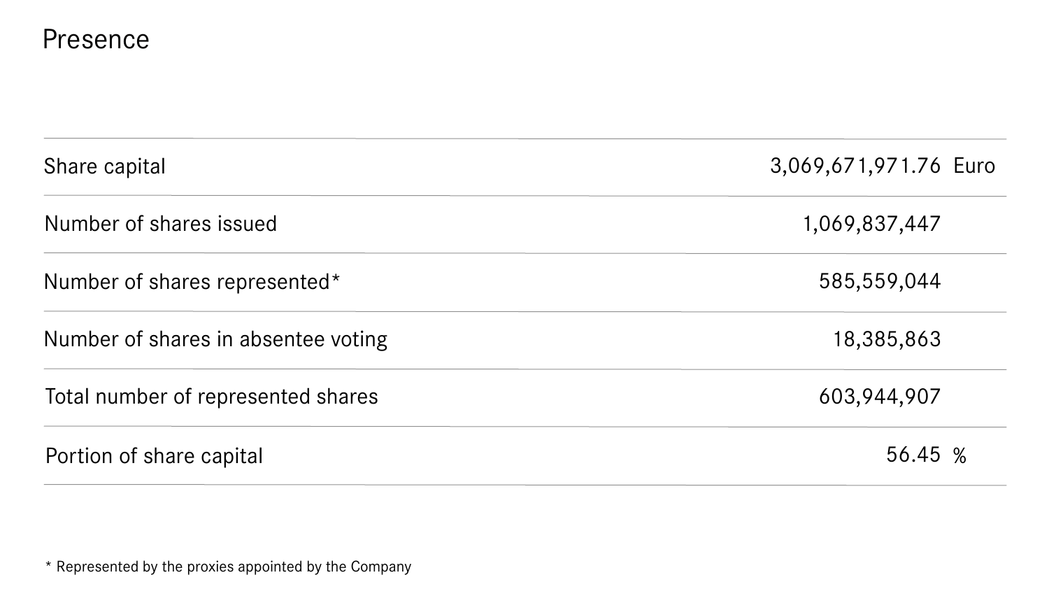# Presence

| | | |
|---|---|---|
| Share capital | 3,069,671,971.76 | Euro |
| Number of shares issued | 1,069,837,447 | |
| Number of shares represented* | 585,559,044 | |
| Number of shares in absentee voting | 18,385,863 | |
| Total number of represented shares | 603,944,907 | |
| Portion of share capital | 56.45 | % |

* Represented by the proxies appointed by the Company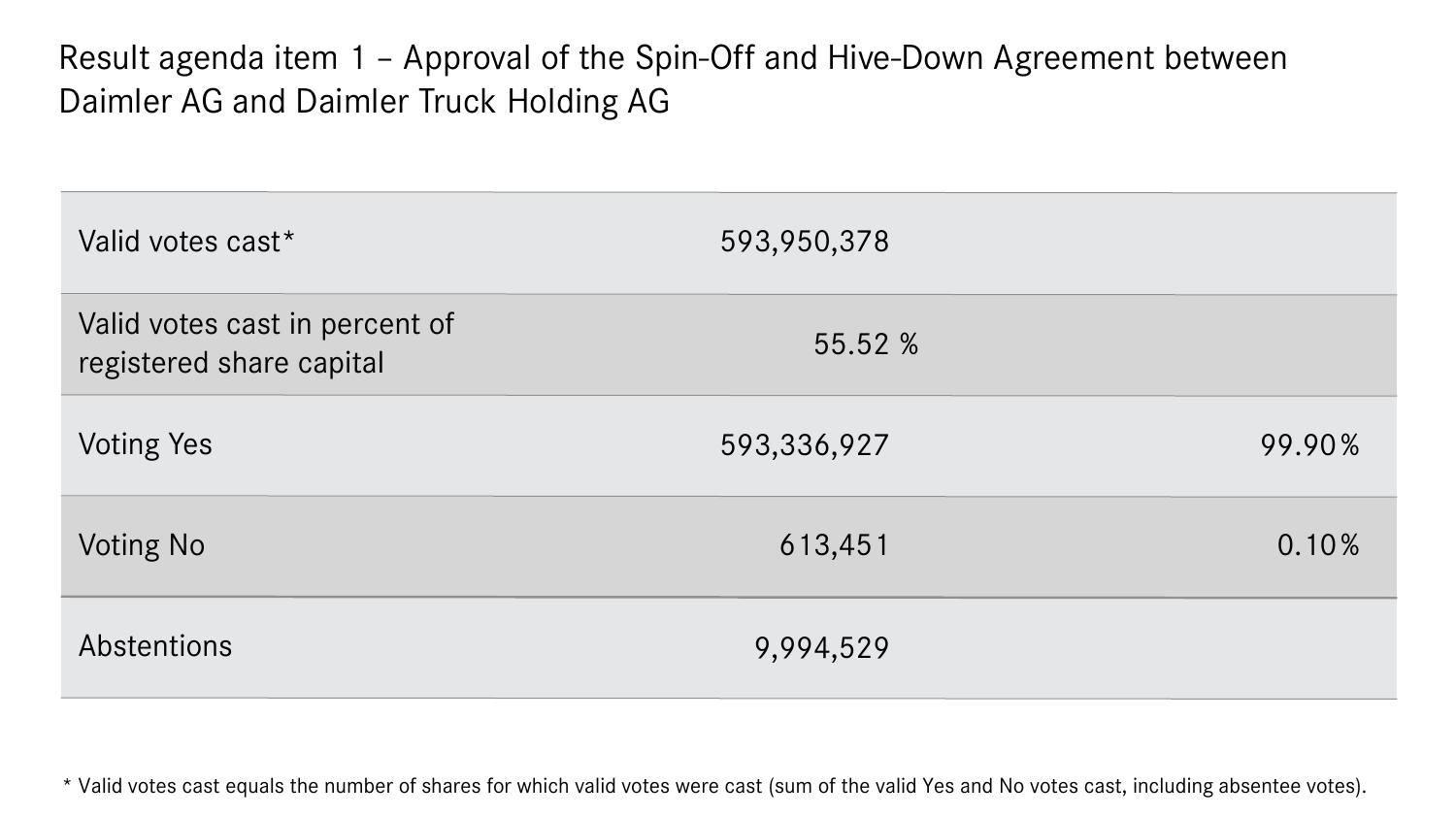# Result agenda item 1 – Approval of the Spin-Off and Hive-Down Agreement between Daimler AG and Daimler Truck Holding AG

| | | |
|---|---|---|
| Valid votes cast* | 593,950,378 | |
| Valid votes cast in percent of registered share capital | 55.52 % | |
| Voting Yes | 593,336,927 | 99.90% |
| Voting No | 613,451 | 0.10% |
| Abstentions | 9,994,529 | |

* Valid votes cast equals the number of shares for which valid votes were cast (sum of the valid Yes and No votes cast, including absentee votes).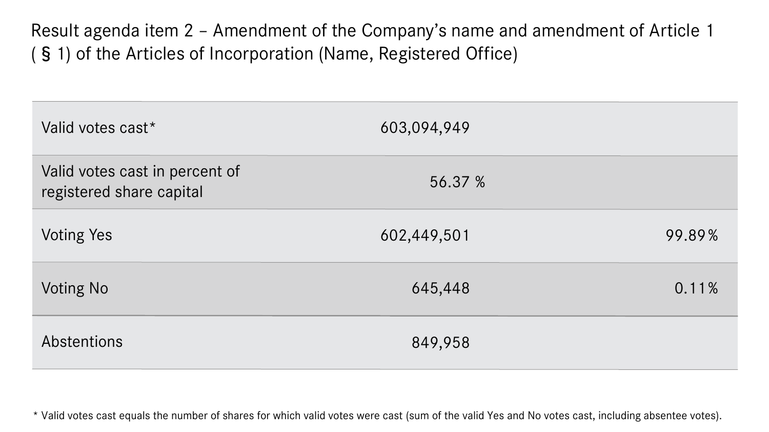# Result agenda item 2 – Amendment of the Company’s name and amendment of Article 1 ( § 1) of the Articles of Incorporation (Name, Registered Office)

| | | |
|---|---|---|
| Valid votes cast* | 603,094,949 | |
| Valid votes cast in percent of registered share capital | 56.37 % | |
| Voting Yes | 602,449,501 | 99.89% |
| Voting No | 645,448 | 0.11% |
| Abstentions | 849,958 | |

* Valid votes cast equals the number of shares for which valid votes were cast (sum of the valid Yes and No votes cast, including absentee votes).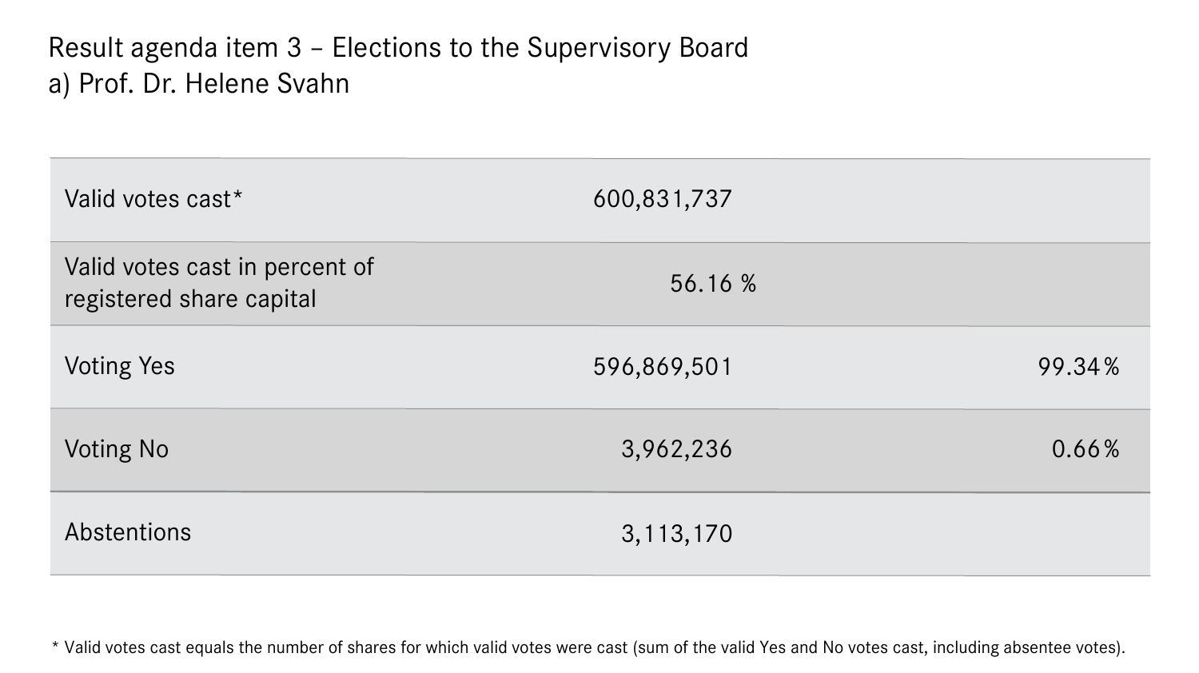# Result agenda item 3 – Elections to the Supervisory Board
## a) Prof. Dr. Helene Svahn

| | | |
|---|---|---|
| Valid votes cast* | 600,831,737 | |
| Valid votes cast in percent of registered share capital | 56.16 % | |
| Voting Yes | 596,869,501 | 99.34% |
| Voting No | 3,962,236 | 0.66% |
| Abstentions | 3,113,170 | |

* Valid votes cast equals the number of shares for which valid votes were cast (sum of the valid Yes and No votes cast, including absentee votes).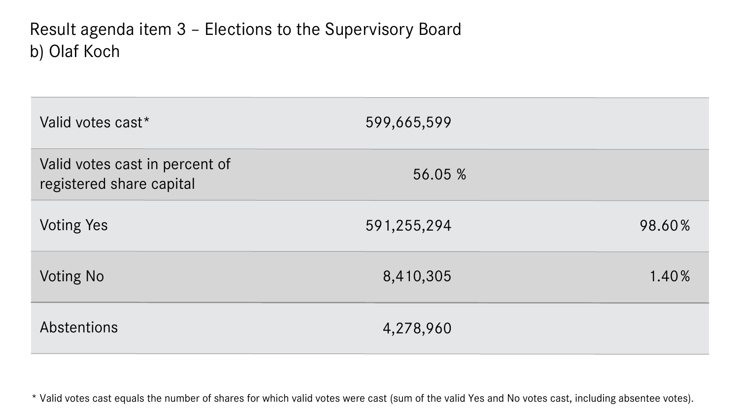# Result agenda item 3 – Elections to the Supervisory Board
## b) Olaf Koch

| | | |
|---|---|---|
| Valid votes cast* | 599,665,599 | |
| Valid votes cast in percent of registered share capital | 56.05 % | |
| Voting Yes | 591,255,294 | 98.60% |
| Voting No | 8,410,305 | 1.40% |
| Abstentions | 4,278,960 | |

* Valid votes cast equals the number of shares for which valid votes were cast (sum of the valid Yes and No votes cast, including absentee votes).